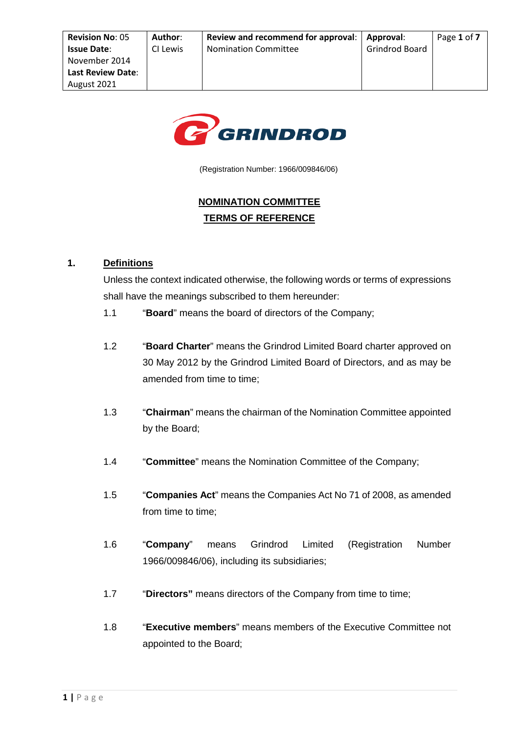| Revision No: 05<br>Issue Date: November 2014<br>Last Review Date: August 2021 | Author: CI Lewis | Review and recommend for approval: Nomination Committee | Approval: Grindrod Board |
|---|---|---|---|

GRINDROD

(Registration Number: 1966/009846/06)

# NOMINATION COMMITTEE
# TERMS OF REFERENCE

## 1. Definitions

Unless the context indicated otherwise, the following words or terms of expressions shall have the meanings subscribed to them hereunder:

1.1 "**Board**" means the board of directors of the Company;

1.2 "**Board Charter**" means the Grindrod Limited Board charter approved on 30 May 2012 by the Grindrod Limited Board of Directors, and as may be amended from time to time;

1.3 "**Chairman**" means the chairman of the Nomination Committee appointed by the Board;

1.4 "**Committee**" means the Nomination Committee of the Company;

1.5 "**Companies Act**" means the Companies Act No 71 of 2008, as amended from time to time;

1.6 "**Company**" means Grindrod Limited (Registration Number 1966/009846/06), including its subsidiaries;

1.7 "**Directors**" means directors of the Company from time to time;

1.8 "**Executive members**" means members of the Executive Committee not appointed to the Board;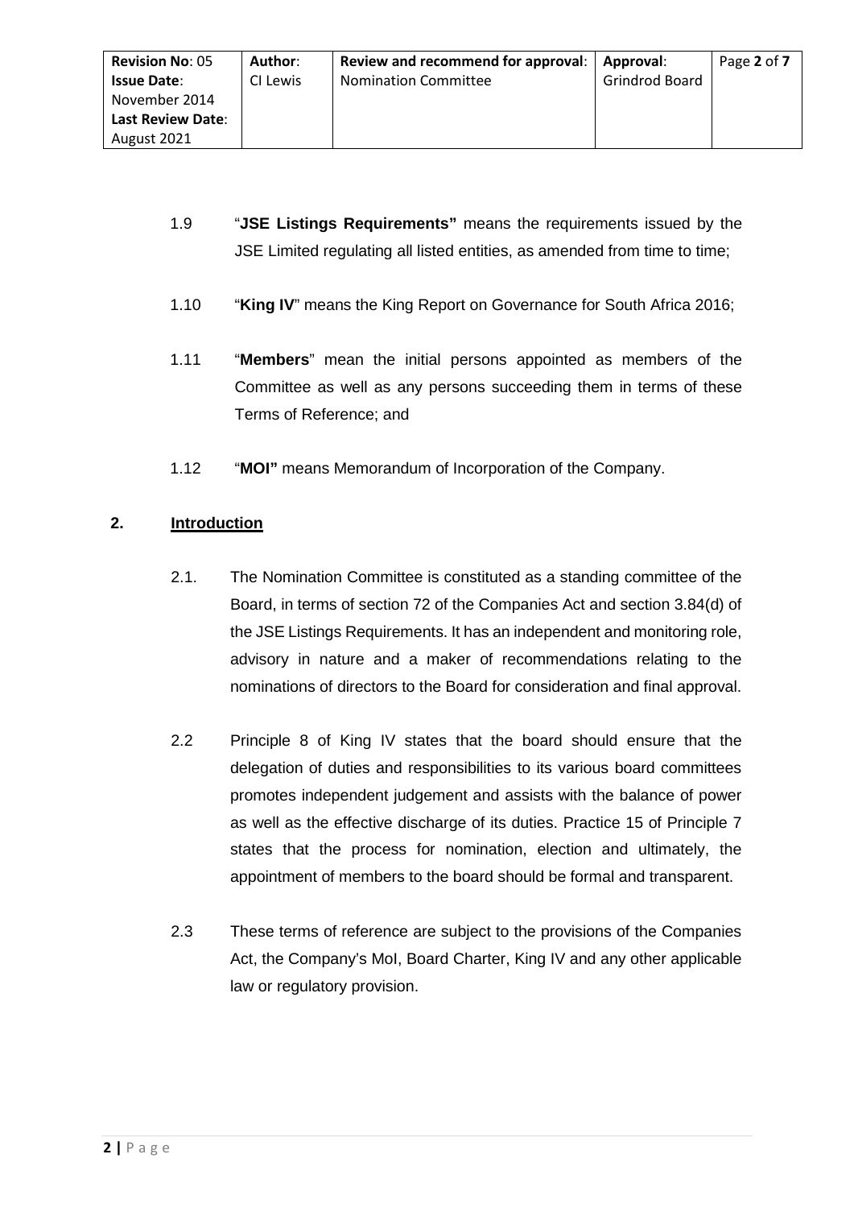1.9 "**JSE Listings Requirements"** means the requirements issued by the JSE Limited regulating all listed entities, as amended from time to time;

1.10 "**King IV**" means the King Report on Governance for South Africa 2016;

1.11 "**Members**" mean the initial persons appointed as members of the Committee as well as any persons succeeding them in terms of these Terms of Reference; and

1.12 "**MOI"** means Memorandum of Incorporation of the Company.

## 2. Introduction

2.1. The Nomination Committee is constituted as a standing committee of the Board, in terms of section 72 of the Companies Act and section 3.84(d) of the JSE Listings Requirements. It has an independent and monitoring role, advisory in nature and a maker of recommendations relating to the nominations of directors to the Board for consideration and final approval.

2.2 Principle 8 of King IV states that the board should ensure that the delegation of duties and responsibilities to its various board committees promotes independent judgement and assists with the balance of power as well as the effective discharge of its duties. Practice 15 of Principle 7 states that the process for nomination, election and ultimately, the appointment of members to the board should be formal and transparent.

2.3 These terms of reference are subject to the provisions of the Companies Act, the Company's MoI, Board Charter, King IV and any other applicable law or regulatory provision.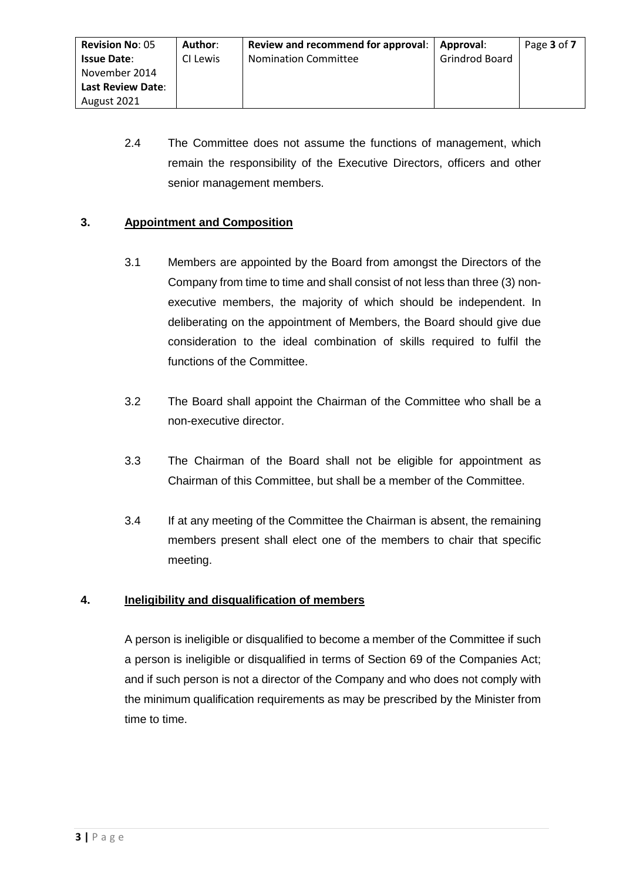2.4 The Committee does not assume the functions of management, which remain the responsibility of the Executive Directors, officers and other senior management members.

## 3. Appointment and Composition

3.1 Members are appointed by the Board from amongst the Directors of the Company from time to time and shall consist of not less than three (3) non-executive members, the majority of which should be independent. In deliberating on the appointment of Members, the Board should give due consideration to the ideal combination of skills required to fulfil the functions of the Committee.

3.2 The Board shall appoint the Chairman of the Committee who shall be a non-executive director.

3.3 The Chairman of the Board shall not be eligible for appointment as Chairman of this Committee, but shall be a member of the Committee.

3.4 If at any meeting of the Committee the Chairman is absent, the remaining members present shall elect one of the members to chair that specific meeting.

## 4. Ineligibility and disqualification of members

A person is ineligible or disqualified to become a member of the Committee if such a person is ineligible or disqualified in terms of Section 69 of the Companies Act; and if such person is not a director of the Company and who does not comply with the minimum qualification requirements as may be prescribed by the Minister from time to time.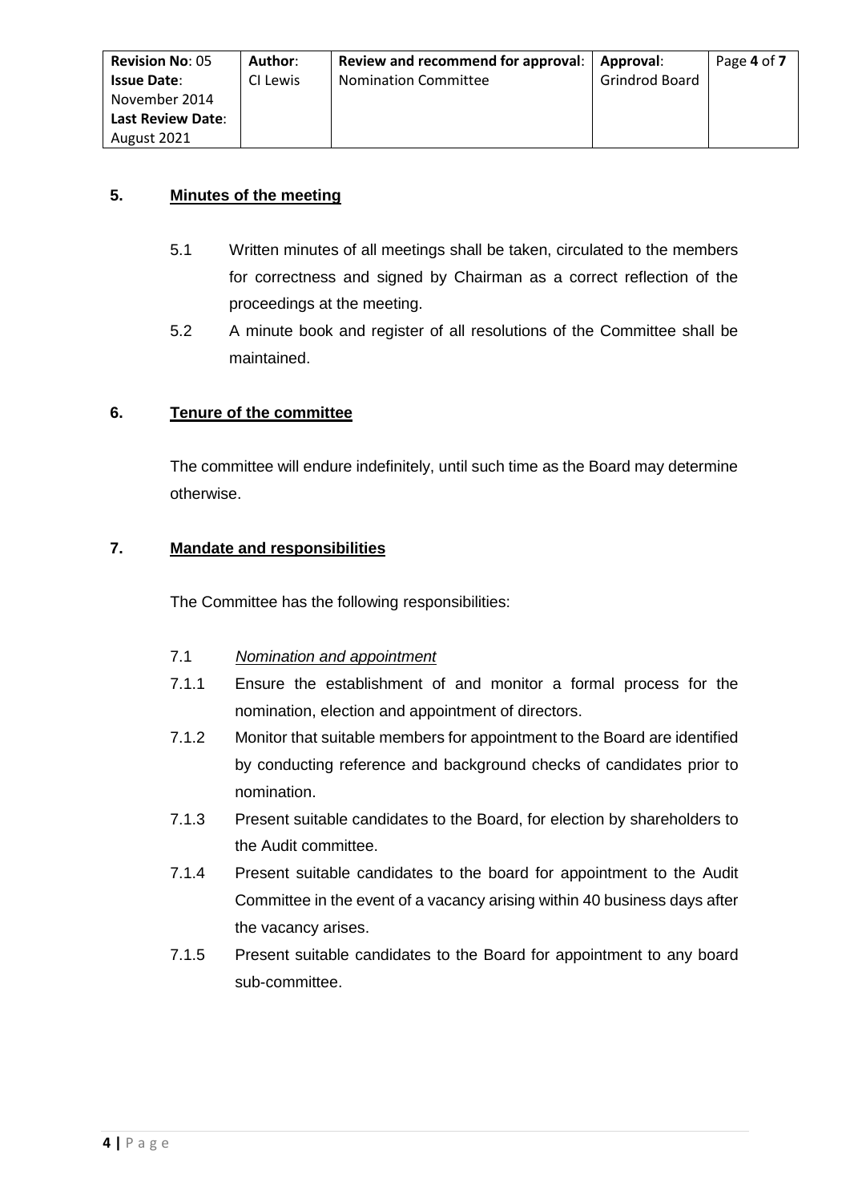## 5. Minutes of the meeting

5.1 Written minutes of all meetings shall be taken, circulated to the members for correctness and signed by Chairman as a correct reflection of the proceedings at the meeting.

5.2 A minute book and register of all resolutions of the Committee shall be maintained.

## 6. Tenure of the committee

The committee will endure indefinitely, until such time as the Board may determine otherwise.

## 7. Mandate and responsibilities

The Committee has the following responsibilities:

7.1 *Nomination and appointment*

7.1.1 Ensure the establishment of and monitor a formal process for the nomination, election and appointment of directors.

7.1.2 Monitor that suitable members for appointment to the Board are identified by conducting reference and background checks of candidates prior to nomination.

7.1.3 Present suitable candidates to the Board, for election by shareholders to the Audit committee.

7.1.4 Present suitable candidates to the board for appointment to the Audit Committee in the event of a vacancy arising within 40 business days after the vacancy arises.

7.1.5 Present suitable candidates to the Board for appointment to any board sub-committee.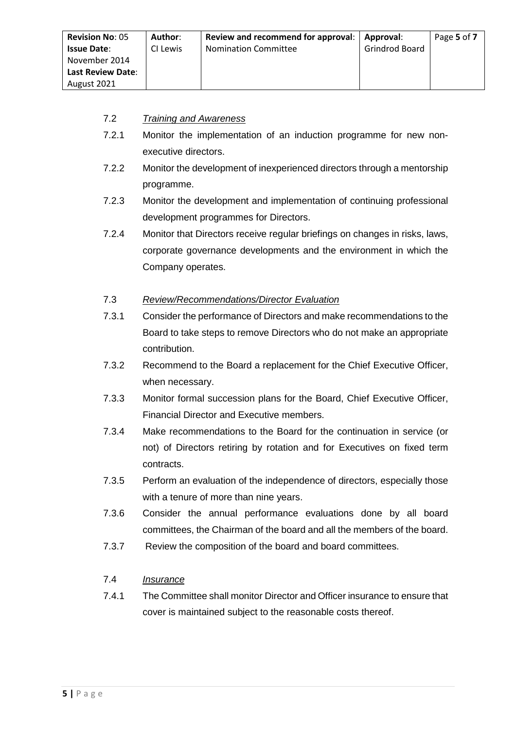7.2 *Training and Awareness*

7.2.1 Monitor the implementation of an induction programme for new non-executive directors.

7.2.2 Monitor the development of inexperienced directors through a mentorship programme.

7.2.3 Monitor the development and implementation of continuing professional development programmes for Directors.

7.2.4 Monitor that Directors receive regular briefings on changes in risks, laws, corporate governance developments and the environment in which the Company operates.

7.3 *Review/Recommendations/Director Evaluation*

7.3.1 Consider the performance of Directors and make recommendations to the Board to take steps to remove Directors who do not make an appropriate contribution.

7.3.2 Recommend to the Board a replacement for the Chief Executive Officer, when necessary.

7.3.3 Monitor formal succession plans for the Board, Chief Executive Officer, Financial Director and Executive members.

7.3.4 Make recommendations to the Board for the continuation in service (or not) of Directors retiring by rotation and for Executives on fixed term contracts.

7.3.5 Perform an evaluation of the independence of directors, especially those with a tenure of more than nine years.

7.3.6 Consider the annual performance evaluations done by all board committees, the Chairman of the board and all the members of the board.

7.3.7 Review the composition of the board and board committees.

7.4 *Insurance*

7.4.1 The Committee shall monitor Director and Officer insurance to ensure that cover is maintained subject to the reasonable costs thereof.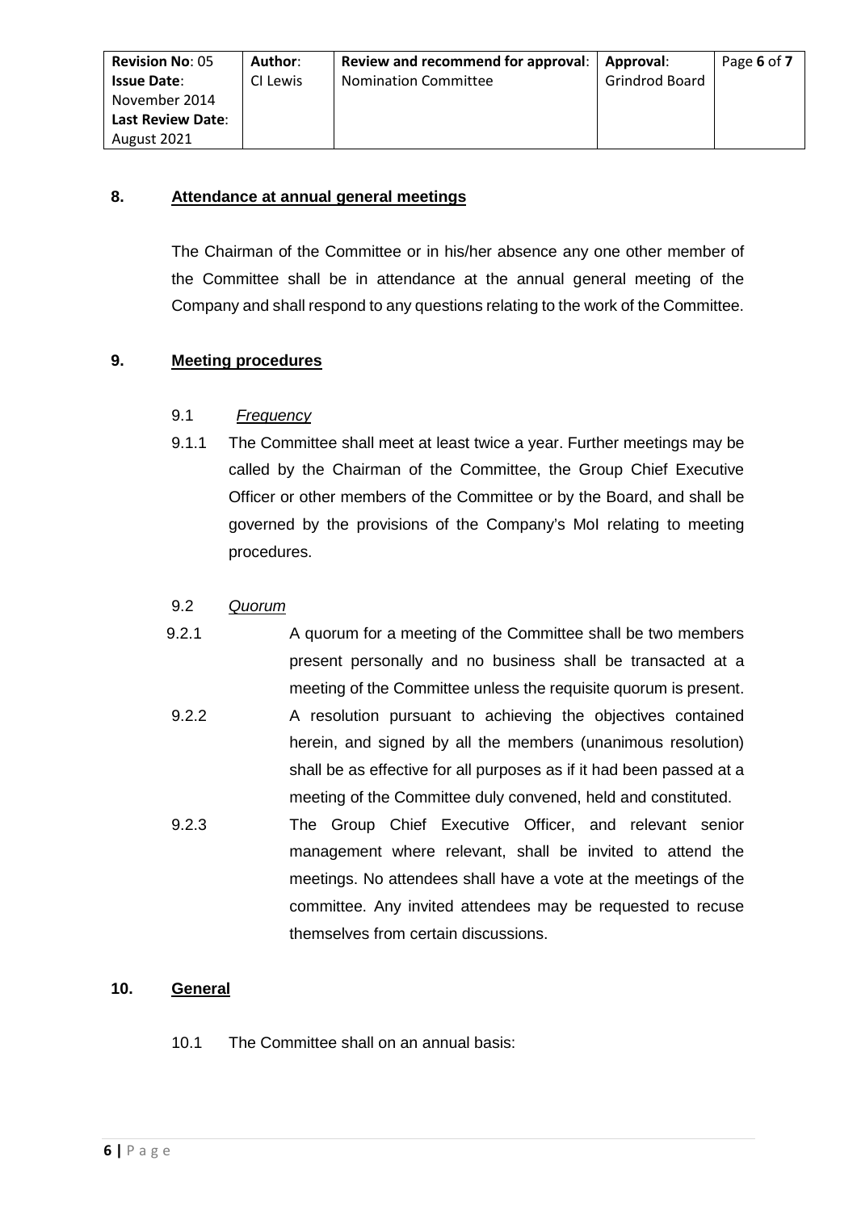## 8. Attendance at annual general meetings

The Chairman of the Committee or in his/her absence any one other member of the Committee shall be in attendance at the annual general meeting of the Company and shall respond to any questions relating to the work of the Committee.

## 9. Meeting procedures

9.1 *Frequency*

9.1.1 The Committee shall meet at least twice a year. Further meetings may be called by the Chairman of the Committee, the Group Chief Executive Officer or other members of the Committee or by the Board, and shall be governed by the provisions of the Company's MoI relating to meeting procedures.

9.2 *Quorum*

9.2.1 A quorum for a meeting of the Committee shall be two members present personally and no business shall be transacted at a meeting of the Committee unless the requisite quorum is present.

9.2.2 A resolution pursuant to achieving the objectives contained herein, and signed by all the members (unanimous resolution) shall be as effective for all purposes as if it had been passed at a meeting of the Committee duly convened, held and constituted.

9.2.3 The Group Chief Executive Officer, and relevant senior management where relevant, shall be invited to attend the meetings. No attendees shall have a vote at the meetings of the committee. Any invited attendees may be requested to recuse themselves from certain discussions.

## 10. General

10.1 The Committee shall on an annual basis: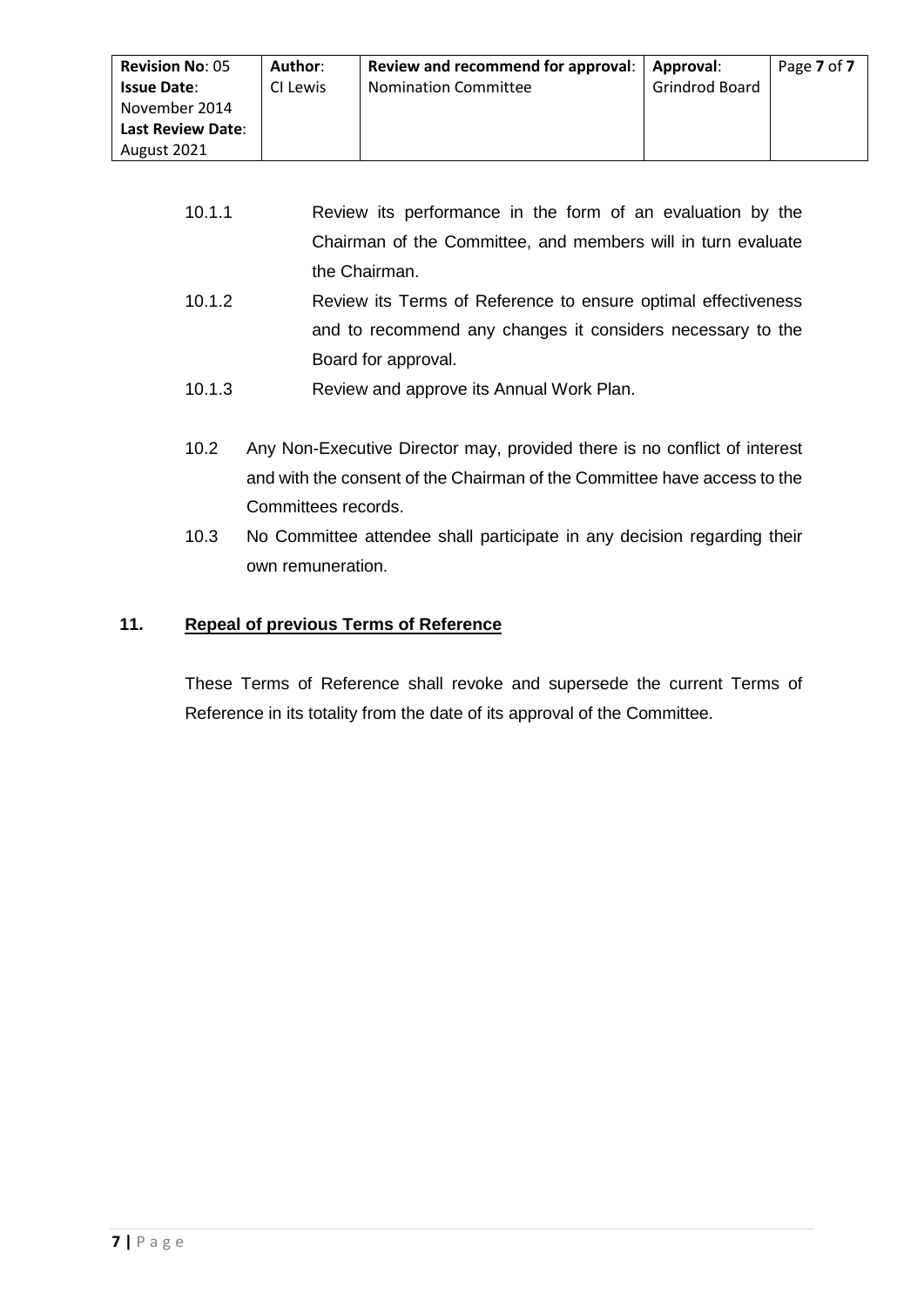10.1.1 Review its performance in the form of an evaluation by the Chairman of the Committee, and members will in turn evaluate the Chairman.

10.1.2 Review its Terms of Reference to ensure optimal effectiveness and to recommend any changes it considers necessary to the Board for approval.

10.1.3 Review and approve its Annual Work Plan.

10.2 Any Non-Executive Director may, provided there is no conflict of interest and with the consent of the Chairman of the Committee have access to the Committees records.

10.3 No Committee attendee shall participate in any decision regarding their own remuneration.

## 11. Repeal of previous Terms of Reference

These Terms of Reference shall revoke and supersede the current Terms of Reference in its totality from the date of its approval of the Committee.